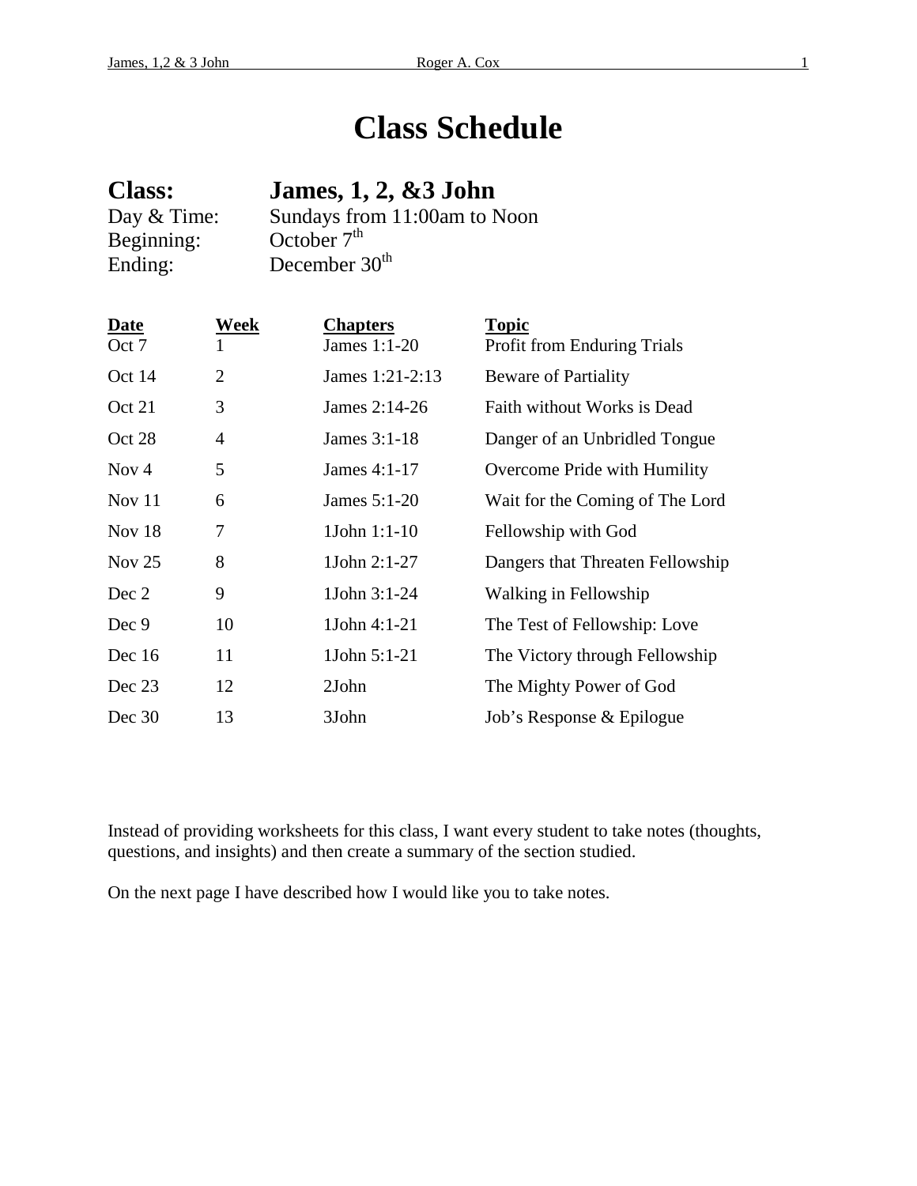# Class Schedule

**Class:** **James, 1, 2, &3 John**
Day & Time: Sundays from 11:00am to Noon
Beginning: October 7th
Ending: December 30th

| Date | Week | Chapters | Topic |
|---|---|---|---|
| Oct 7 | 1 | James 1:1-20 | Profit from Enduring Trials |
| Oct 14 | 2 | James 1:21-2:13 | Beware of Partiality |
| Oct 21 | 3 | James 2:14-26 | Faith without Works is Dead |
| Oct 28 | 4 | James 3:1-18 | Danger of an Unbridled Tongue |
| Nov 4 | 5 | James 4:1-17 | Overcome Pride with Humility |
| Nov 11 | 6 | James 5:1-20 | Wait for the Coming of The Lord |
| Nov 18 | 7 | 1John 1:1-10 | Fellowship with God |
| Nov 25 | 8 | 1John 2:1-27 | Dangers that Threaten Fellowship |
| Dec 2 | 9 | 1John 3:1-24 | Walking in Fellowship |
| Dec 9 | 10 | 1John 4:1-21 | The Test of Fellowship: Love |
| Dec 16 | 11 | 1John 5:1-21 | The Victory through Fellowship |
| Dec 23 | 12 | 2John | The Mighty Power of God |
| Dec 30 | 13 | 3John | Job's Response & Epilogue |

Instead of providing worksheets for this class, I want every student to take notes (thoughts, questions, and insights) and then create a summary of the section studied.

On the next page I have described how I would like you to take notes.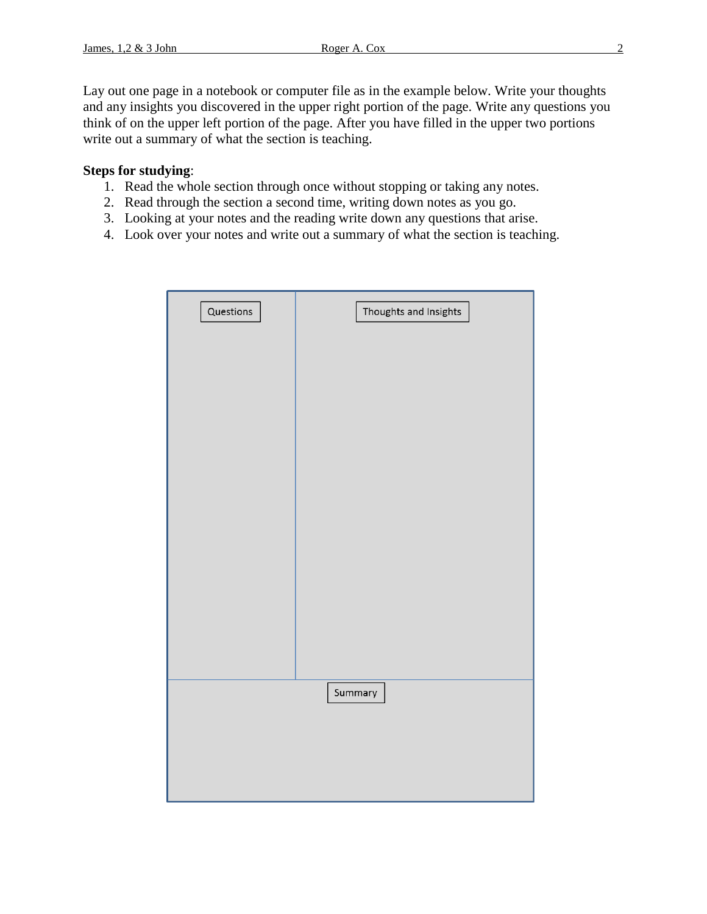Lay out one page in a notebook or computer file as in the example below. Write your thoughts and any insights you discovered in the upper right portion of the page. Write any questions you think of on the upper left portion of the page. After you have filled in the upper two portions write out a summary of what the section is teaching.

**Steps for studying**:

1. Read the whole section through once without stopping or taking any notes.
2. Read through the section a second time, writing down notes as you go.
3. Looking at your notes and the reading write down any questions that arise.
4. Look over your notes and write out a summary of what the section is teaching.

| Questions | Thoughts and Insights |
| --- | --- |
| | |
| Summary | |
| | |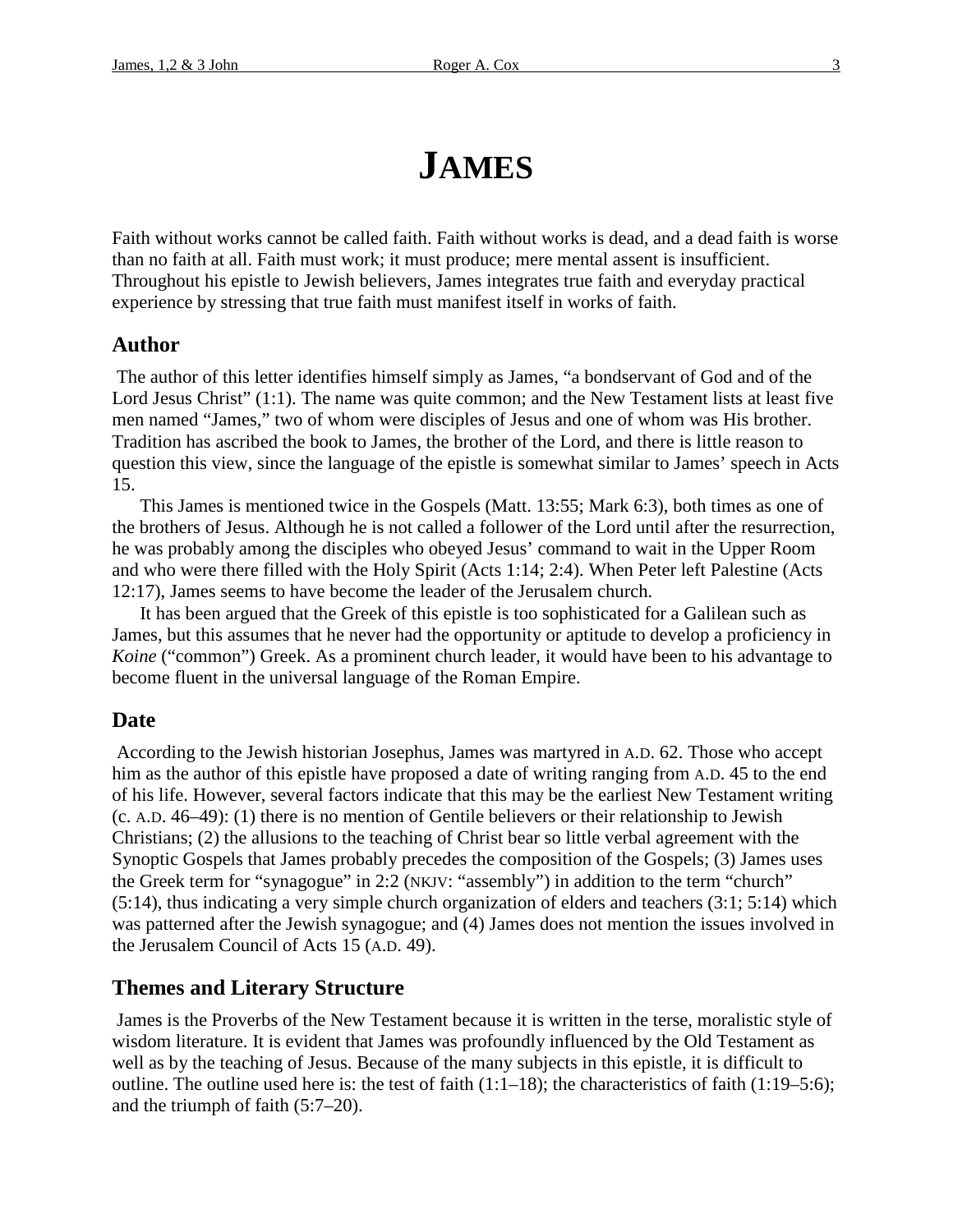# JAMES

Faith without works cannot be called faith. Faith without works is dead, and a dead faith is worse than no faith at all. Faith must work; it must produce; mere mental assent is insufficient. Throughout his epistle to Jewish believers, James integrates true faith and everyday practical experience by stressing that true faith must manifest itself in works of faith.

## Author

The author of this letter identifies himself simply as James, "a bondservant of God and of the Lord Jesus Christ" (1:1). The name was quite common; and the New Testament lists at least five men named "James," two of whom were disciples of Jesus and one of whom was His brother. Tradition has ascribed the book to James, the brother of the Lord, and there is little reason to question this view, since the language of the epistle is somewhat similar to James' speech in Acts 15.

This James is mentioned twice in the Gospels (Matt. 13:55; Mark 6:3), both times as one of the brothers of Jesus. Although he is not called a follower of the Lord until after the resurrection, he was probably among the disciples who obeyed Jesus' command to wait in the Upper Room and who were there filled with the Holy Spirit (Acts 1:14; 2:4). When Peter left Palestine (Acts 12:17), James seems to have become the leader of the Jerusalem church.

It has been argued that the Greek of this epistle is too sophisticated for a Galilean such as James, but this assumes that he never had the opportunity or aptitude to develop a proficiency in *Koine* ("common") Greek. As a prominent church leader, it would have been to his advantage to become fluent in the universal language of the Roman Empire.

## Date

According to the Jewish historian Josephus, James was martyred in A.D. 62. Those who accept him as the author of this epistle have proposed a date of writing ranging from A.D. 45 to the end of his life. However, several factors indicate that this may be the earliest New Testament writing (c. A.D. 46–49): (1) there is no mention of Gentile believers or their relationship to Jewish Christians; (2) the allusions to the teaching of Christ bear so little verbal agreement with the Synoptic Gospels that James probably precedes the composition of the Gospels; (3) James uses the Greek term for "synagogue" in 2:2 (NKJV: "assembly") in addition to the term "church" (5:14), thus indicating a very simple church organization of elders and teachers (3:1; 5:14) which was patterned after the Jewish synagogue; and (4) James does not mention the issues involved in the Jerusalem Council of Acts 15 (A.D. 49).

## Themes and Literary Structure

James is the Proverbs of the New Testament because it is written in the terse, moralistic style of wisdom literature. It is evident that James was profoundly influenced by the Old Testament as well as by the teaching of Jesus. Because of the many subjects in this epistle, it is difficult to outline. The outline used here is: the test of faith (1:1–18); the characteristics of faith (1:19–5:6); and the triumph of faith (5:7–20).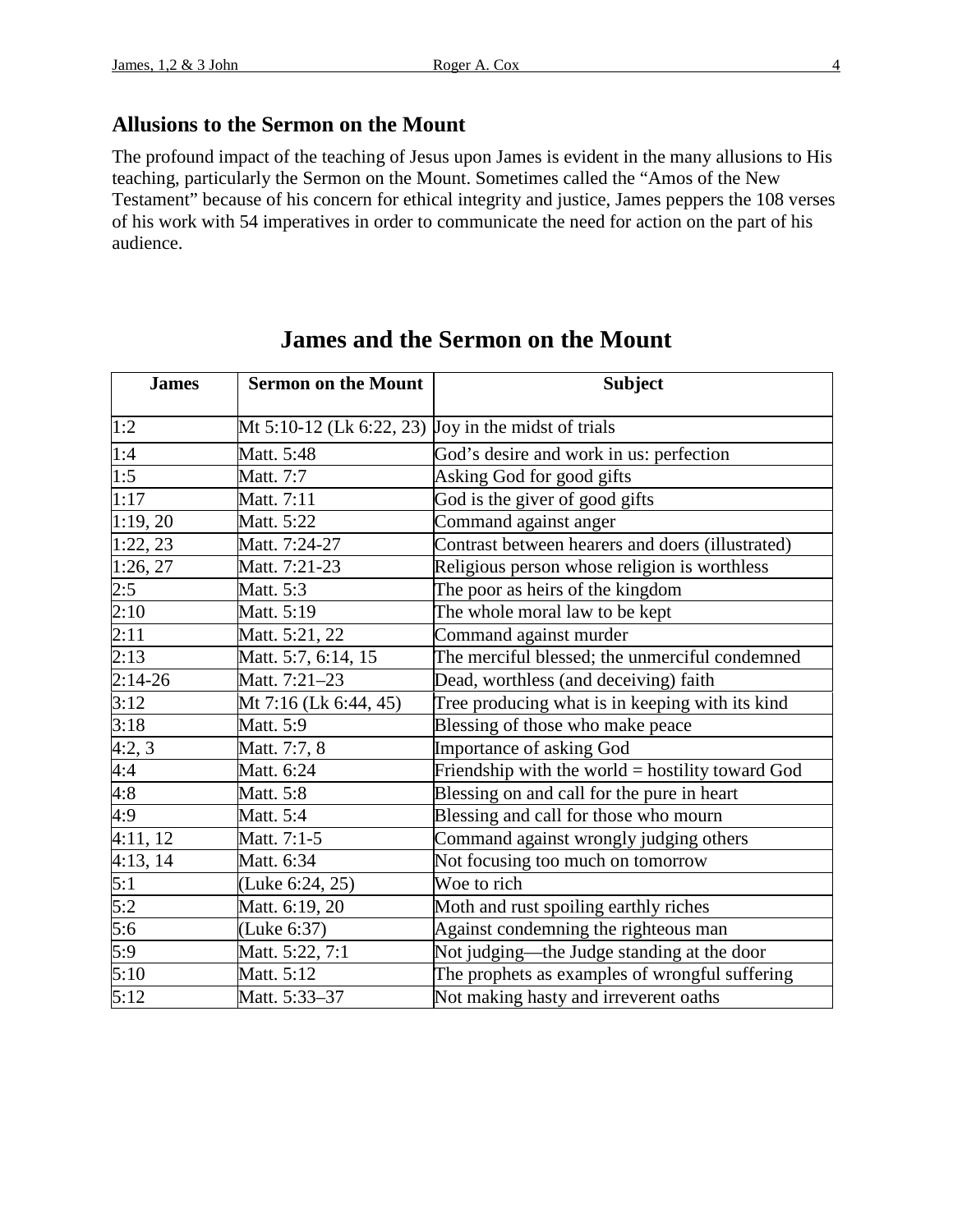## Allusions to the Sermon on the Mount

The profound impact of the teaching of Jesus upon James is evident in the many allusions to His teaching, particularly the Sermon on the Mount. Sometimes called the "Amos of the New Testament" because of his concern for ethical integrity and justice, James peppers the 108 verses of his work with 54 imperatives in order to communicate the need for action on the part of his audience.

## James and the Sermon on the Mount

| James | Sermon on the Mount | Subject |
|---|---|---|
| 1:2 | Mt 5:10-12 (Lk 6:22, 23) | Joy in the midst of trials |
| 1:4 | Matt. 5:48 | God's desire and work in us: perfection |
| 1:5 | Matt. 7:7 | Asking God for good gifts |
| 1:17 | Matt. 7:11 | God is the giver of good gifts |
| 1:19, 20 | Matt. 5:22 | Command against anger |
| 1:22, 23 | Matt. 7:24-27 | Contrast between hearers and doers (illustrated) |
| 1:26, 27 | Matt. 7:21-23 | Religious person whose religion is worthless |
| 2:5 | Matt. 5:3 | The poor as heirs of the kingdom |
| 2:10 | Matt. 5:19 | The whole moral law to be kept |
| 2:11 | Matt. 5:21, 22 | Command against murder |
| 2:13 | Matt. 5:7, 6:14, 15 | The merciful blessed; the unmerciful condemned |
| 2:14-26 | Matt. 7:21–23 | Dead, worthless (and deceiving) faith |
| 3:12 | Mt 7:16 (Lk 6:44, 45) | Tree producing what is in keeping with its kind |
| 3:18 | Matt. 5:9 | Blessing of those who make peace |
| 4:2, 3 | Matt. 7:7, 8 | Importance of asking God |
| 4:4 | Matt. 6:24 | Friendship with the world = hostility toward God |
| 4:8 | Matt. 5:8 | Blessing on and call for the pure in heart |
| 4:9 | Matt. 5:4 | Blessing and call for those who mourn |
| 4:11, 12 | Matt. 7:1-5 | Command against wrongly judging others |
| 4:13, 14 | Matt. 6:34 | Not focusing too much on tomorrow |
| 5:1 | (Luke 6:24, 25) | Woe to rich |
| 5:2 | Matt. 6:19, 20 | Moth and rust spoiling earthly riches |
| 5:6 | (Luke 6:37) | Against condemning the righteous man |
| 5:9 | Matt. 5:22, 7:1 | Not judging—the Judge standing at the door |
| 5:10 | Matt. 5:12 | The prophets as examples of wrongful suffering |
| 5:12 | Matt. 5:33–37 | Not making hasty and irreverent oaths |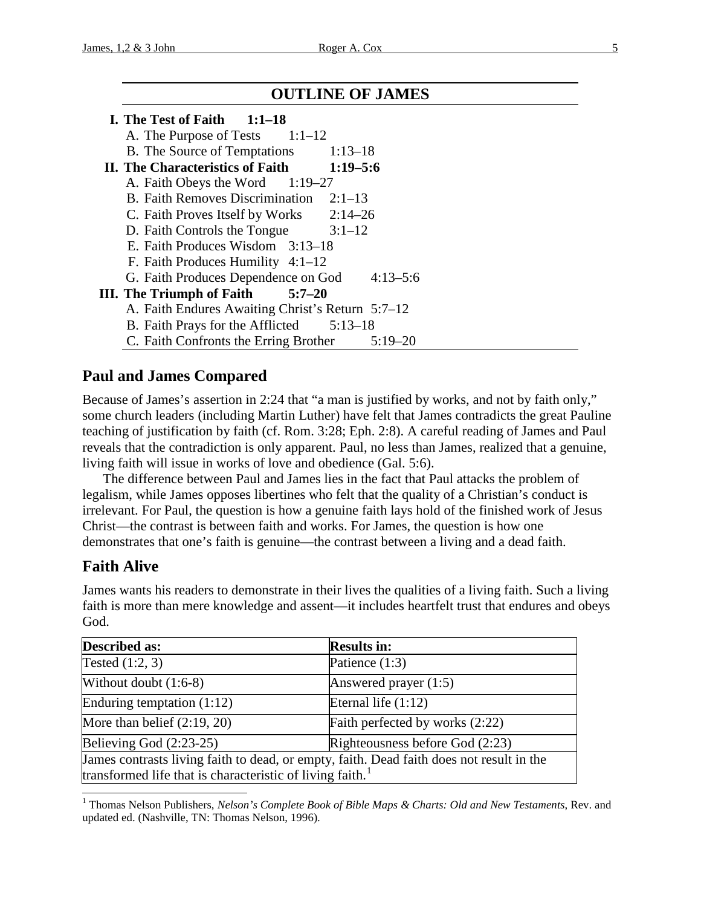## OUTLINE OF JAMES

**I. The Test of Faith 1:1–18**
- A. The Purpose of Tests 1:1–12
- B. The Source of Temptations 1:13–18

**II. The Characteristics of Faith 1:19–5:6**
- A. Faith Obeys the Word 1:19–27
- B. Faith Removes Discrimination 2:1–13
- C. Faith Proves Itself by Works 2:14–26
- D. Faith Controls the Tongue 3:1–12
- E. Faith Produces Wisdom 3:13–18
- F. Faith Produces Humility 4:1–12
- G. Faith Produces Dependence on God 4:13–5:6

**III. The Triumph of Faith 5:7–20**
- A. Faith Endures Awaiting Christ's Return 5:7–12
- B. Faith Prays for the Afflicted 5:13–18
- C. Faith Confronts the Erring Brother 5:19–20

## Paul and James Compared

Because of James's assertion in 2:24 that "a man is justified by works, and not by faith only," some church leaders (including Martin Luther) have felt that James contradicts the great Pauline teaching of justification by faith (cf. Rom. 3:28; Eph. 2:8). A careful reading of James and Paul reveals that the contradiction is only apparent. Paul, no less than James, realized that a genuine, living faith will issue in works of love and obedience (Gal. 5:6).

The difference between Paul and James lies in the fact that Paul attacks the problem of legalism, while James opposes libertines who felt that the quality of a Christian's conduct is irrelevant. For Paul, the question is how a genuine faith lays hold of the finished work of Jesus Christ—the contrast is between faith and works. For James, the question is how one demonstrates that one's faith is genuine—the contrast between a living and a dead faith.

## Faith Alive

James wants his readers to demonstrate in their lives the qualities of a living faith. Such a living faith is more than mere knowledge and assent—it includes heartfelt trust that endures and obeys God.

| **Described as:** | **Results in:** |
|---|---|
| Tested (1:2, 3) | Patience (1:3) |
| Without doubt (1:6-8) | Answered prayer (1:5) |
| Enduring temptation (1:12) | Eternal life (1:12) |
| More than belief (2:19, 20) | Faith perfected by works (2:22) |
| Believing God (2:23-25) | Righteousness before God (2:23) |
| James contrasts living faith to dead, or empty, faith. Dead faith does not result in the transformed life that is characteristic of living faith.[1] | |

[1] Thomas Nelson Publishers, *Nelson's Complete Book of Bible Maps & Charts: Old and New Testaments*, Rev. and updated ed. (Nashville, TN: Thomas Nelson, 1996).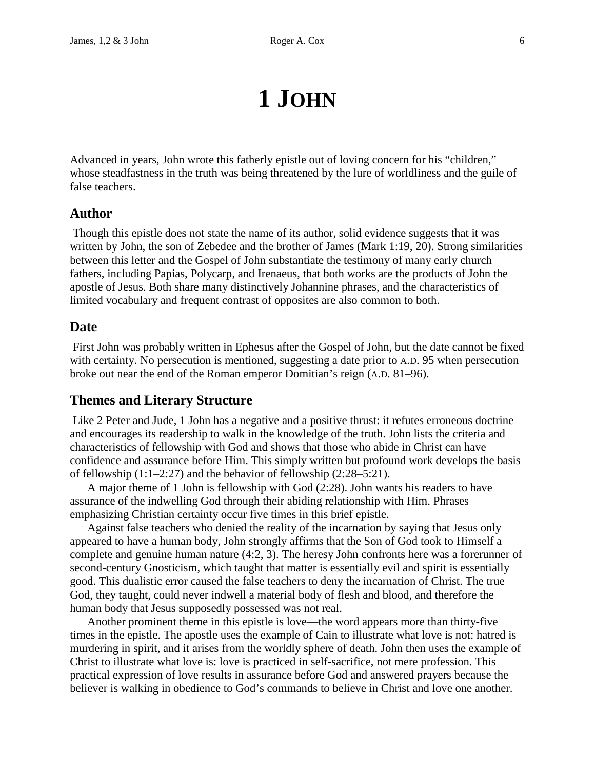# 1 JOHN

Advanced in years, John wrote this fatherly epistle out of loving concern for his "children," whose steadfastness in the truth was being threatened by the lure of worldliness and the guile of false teachers.

## Author

Though this epistle does not state the name of its author, solid evidence suggests that it was written by John, the son of Zebedee and the brother of James (Mark 1:19, 20). Strong similarities between this letter and the Gospel of John substantiate the testimony of many early church fathers, including Papias, Polycarp, and Irenaeus, that both works are the products of John the apostle of Jesus. Both share many distinctively Johannine phrases, and the characteristics of limited vocabulary and frequent contrast of opposites are also common to both.

## Date

First John was probably written in Ephesus after the Gospel of John, but the date cannot be fixed with certainty. No persecution is mentioned, suggesting a date prior to A.D. 95 when persecution broke out near the end of the Roman emperor Domitian's reign (A.D. 81–96).

## Themes and Literary Structure

Like 2 Peter and Jude, 1 John has a negative and a positive thrust: it refutes erroneous doctrine and encourages its readership to walk in the knowledge of the truth. John lists the criteria and characteristics of fellowship with God and shows that those who abide in Christ can have confidence and assurance before Him. This simply written but profound work develops the basis of fellowship (1:1–2:27) and the behavior of fellowship (2:28–5:21).

A major theme of 1 John is fellowship with God (2:28). John wants his readers to have assurance of the indwelling God through their abiding relationship with Him. Phrases emphasizing Christian certainty occur five times in this brief epistle.

Against false teachers who denied the reality of the incarnation by saying that Jesus only appeared to have a human body, John strongly affirms that the Son of God took to Himself a complete and genuine human nature (4:2, 3). The heresy John confronts here was a forerunner of second-century Gnosticism, which taught that matter is essentially evil and spirit is essentially good. This dualistic error caused the false teachers to deny the incarnation of Christ. The true God, they taught, could never indwell a material body of flesh and blood, and therefore the human body that Jesus supposedly possessed was not real.

Another prominent theme in this epistle is love—the word appears more than thirty-five times in the epistle. The apostle uses the example of Cain to illustrate what love is not: hatred is murdering in spirit, and it arises from the worldly sphere of death. John then uses the example of Christ to illustrate what love is: love is practiced in self-sacrifice, not mere profession. This practical expression of love results in assurance before God and answered prayers because the believer is walking in obedience to God's commands to believe in Christ and love one another.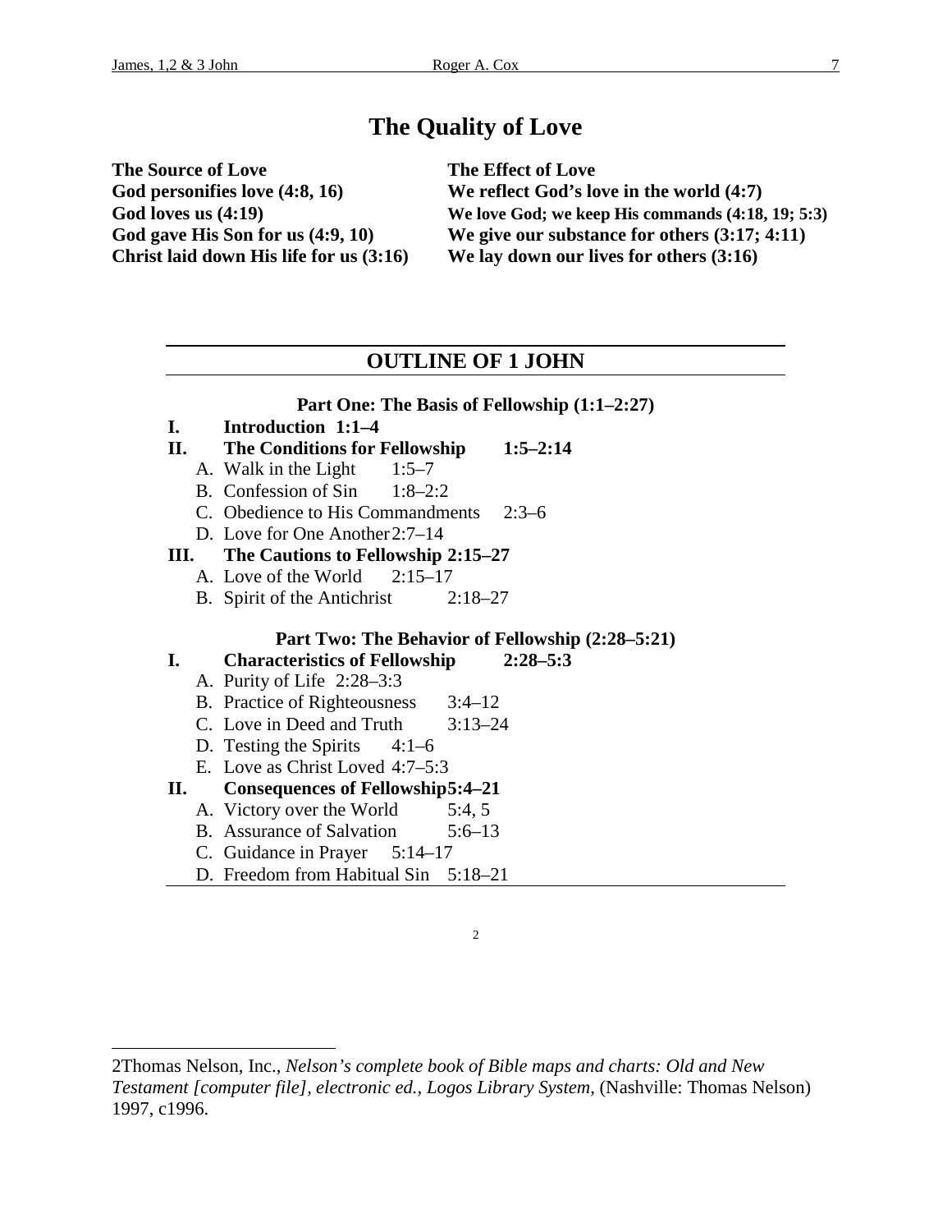# The Quality of Love

| The Source of Love | The Effect of Love |
| --- | --- |
| God personifies love (4:8, 16) | We reflect God's love in the world (4:7) |
| God loves us (4:19) | We love God; we keep His commands (4:18, 19; 5:3) |
| God gave His Son for us (4:9, 10) | We give our substance for others (3:17; 4:11) |
| Christ laid down His life for us (3:16) | We lay down our lives for others (3:16) |

## OUTLINE OF 1 JOHN[2]

### Part One: The Basis of Fellowship (1:1–2:27)

**I. Introduction 1:1–4**

**II. The Conditions for Fellowship 1:5–2:14**

- A. Walk in the Light 1:5–7
- B. Confession of Sin 1:8–2:2
- C. Obedience to His Commandments 2:3–6
- D. Love for One Another 2:7–14

**III. The Cautions to Fellowship 2:15–27**

- A. Love of the World 2:15–17
- B. Spirit of the Antichrist 2:18–27

### Part Two: The Behavior of Fellowship (2:28–5:21)

**I. Characteristics of Fellowship 2:28–5:3**

- A. Purity of Life 2:28–3:3
- B. Practice of Righteousness 3:4–12
- C. Love in Deed and Truth 3:13–24
- D. Testing the Spirits 4:1–6
- E. Love as Christ Loved 4:7–5:3

**II. Consequences of Fellowship 5:4–21**

- A. Victory over the World 5:4, 5
- B. Assurance of Salvation 5:6–13
- C. Guidance in Prayer 5:14–17
- D. Freedom from Habitual Sin 5:18–21

---

2Thomas Nelson, Inc., *Nelson's complete book of Bible maps and charts: Old and New Testament [computer file], electronic ed., Logos Library System*, (Nashville: Thomas Nelson) 1997, c1996.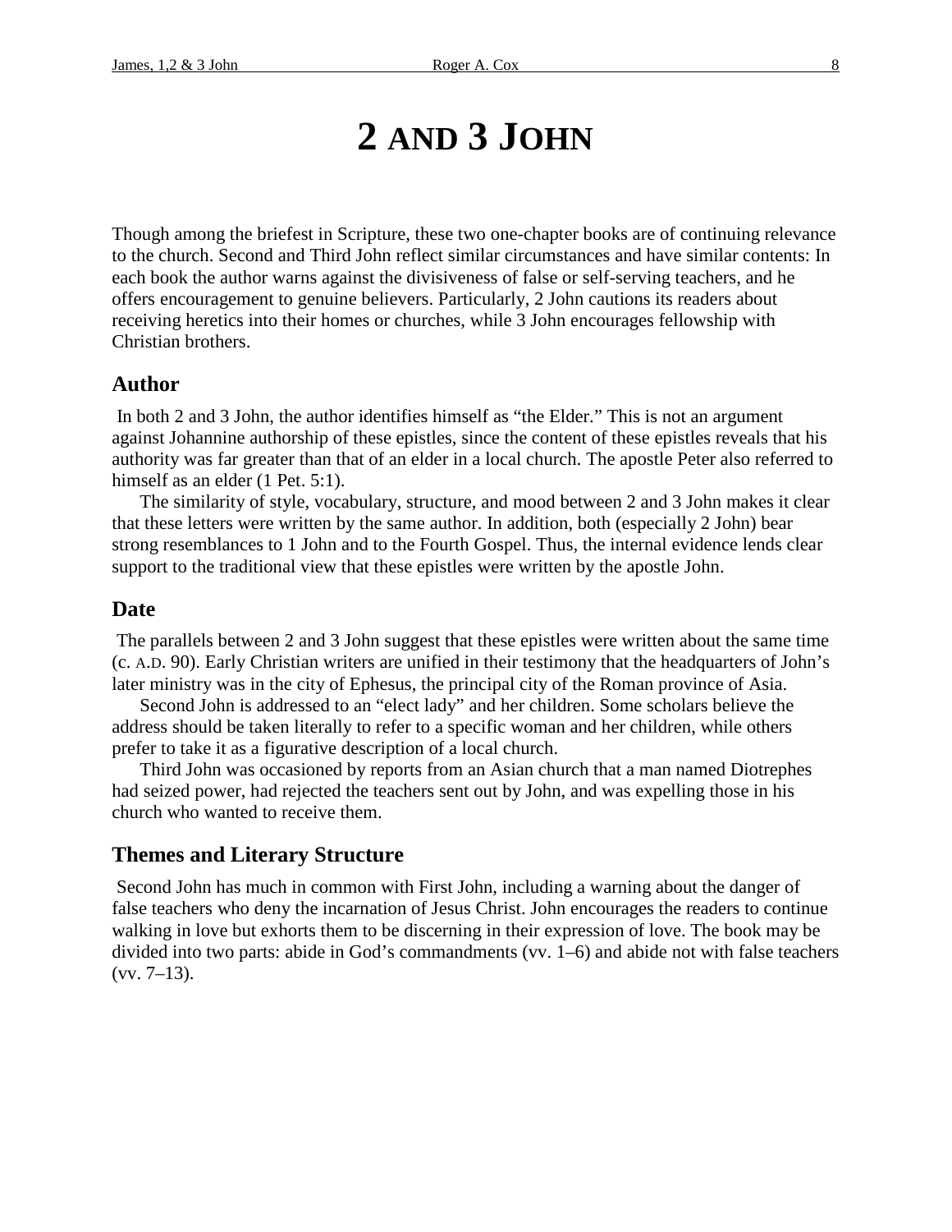# 2 AND 3 JOHN

Though among the briefest in Scripture, these two one-chapter books are of continuing relevance to the church. Second and Third John reflect similar circumstances and have similar contents: In each book the author warns against the divisiveness of false or self-serving teachers, and he offers encouragement to genuine believers. Particularly, 2 John cautions its readers about receiving heretics into their homes or churches, while 3 John encourages fellowship with Christian brothers.

## Author

In both 2 and 3 John, the author identifies himself as "the Elder." This is not an argument against Johannine authorship of these epistles, since the content of these epistles reveals that his authority was far greater than that of an elder in a local church. The apostle Peter also referred to himself as an elder (1 Pet. 5:1).

The similarity of style, vocabulary, structure, and mood between 2 and 3 John makes it clear that these letters were written by the same author. In addition, both (especially 2 John) bear strong resemblances to 1 John and to the Fourth Gospel. Thus, the internal evidence lends clear support to the traditional view that these epistles were written by the apostle John.

## Date

The parallels between 2 and 3 John suggest that these epistles were written about the same time (C. A.D. 90). Early Christian writers are unified in their testimony that the headquarters of John's later ministry was in the city of Ephesus, the principal city of the Roman province of Asia.

Second John is addressed to an "elect lady" and her children. Some scholars believe the address should be taken literally to refer to a specific woman and her children, while others prefer to take it as a figurative description of a local church.

Third John was occasioned by reports from an Asian church that a man named Diotrephes had seized power, had rejected the teachers sent out by John, and was expelling those in his church who wanted to receive them.

## Themes and Literary Structure

Second John has much in common with First John, including a warning about the danger of false teachers who deny the incarnation of Jesus Christ. John encourages the readers to continue walking in love but exhorts them to be discerning in their expression of love. The book may be divided into two parts: abide in God's commandments (vv. 1–6) and abide not with false teachers (vv. 7–13).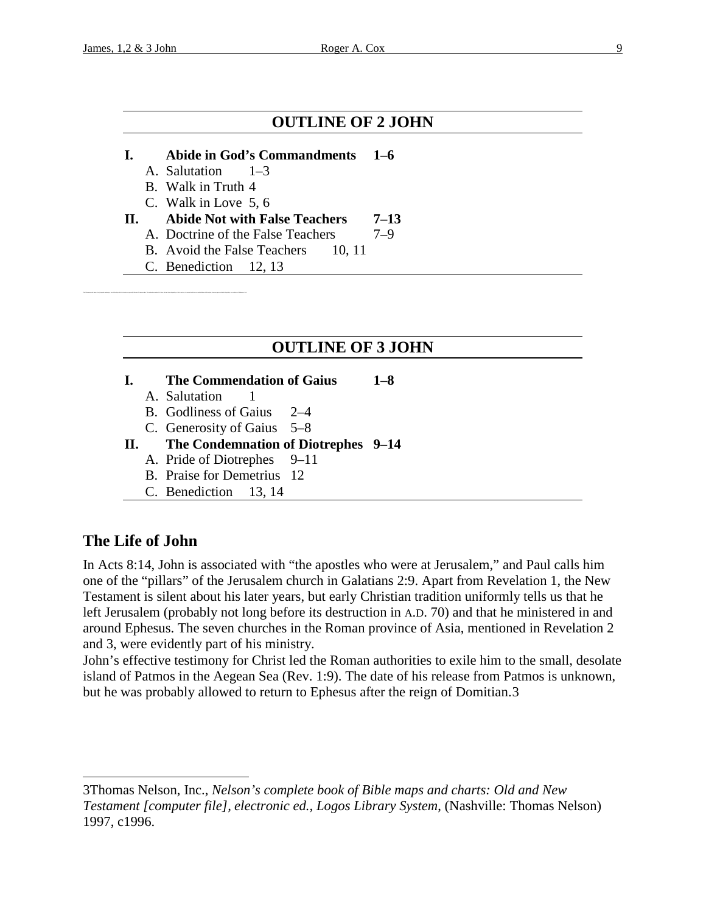## OUTLINE OF 2 JOHN

**I. Abide in God's Commandments 1–6**

- A. Salutation 1–3
- B. Walk in Truth 4
- C. Walk in Love 5, 6

**II. Abide Not with False Teachers 7–13**

- A. Doctrine of the False Teachers 7–9
- B. Avoid the False Teachers 10, 11
- C. Benediction 12, 13

## OUTLINE OF 3 JOHN

**I. The Commendation of Gaius 1–8**

- A. Salutation 1
- B. Godliness of Gaius 2–4
- C. Generosity of Gaius 5–8

**II. The Condemnation of Diotrephes 9–14**

- A. Pride of Diotrephes 9–11
- B. Praise for Demetrius 12
- C. Benediction 13, 14

## The Life of John

In Acts 8:14, John is associated with "the apostles who were at Jerusalem," and Paul calls him one of the "pillars" of the Jerusalem church in Galatians 2:9. Apart from Revelation 1, the New Testament is silent about his later years, but early Christian tradition uniformly tells us that he left Jerusalem (probably not long before its destruction in A.D. 70) and that he ministered in and around Ephesus. The seven churches in the Roman province of Asia, mentioned in Revelation 2 and 3, were evidently part of his ministry.

John's effective testimony for Christ led the Roman authorities to exile him to the small, desolate island of Patmos in the Aegean Sea (Rev. 1:9). The date of his release from Patmos is unknown, but he was probably allowed to return to Ephesus after the reign of Domitian.[3]

---

3Thomas Nelson, Inc., *Nelson's complete book of Bible maps and charts: Old and New Testament [computer file], electronic ed., Logos Library System*, (Nashville: Thomas Nelson) 1997, c1996.